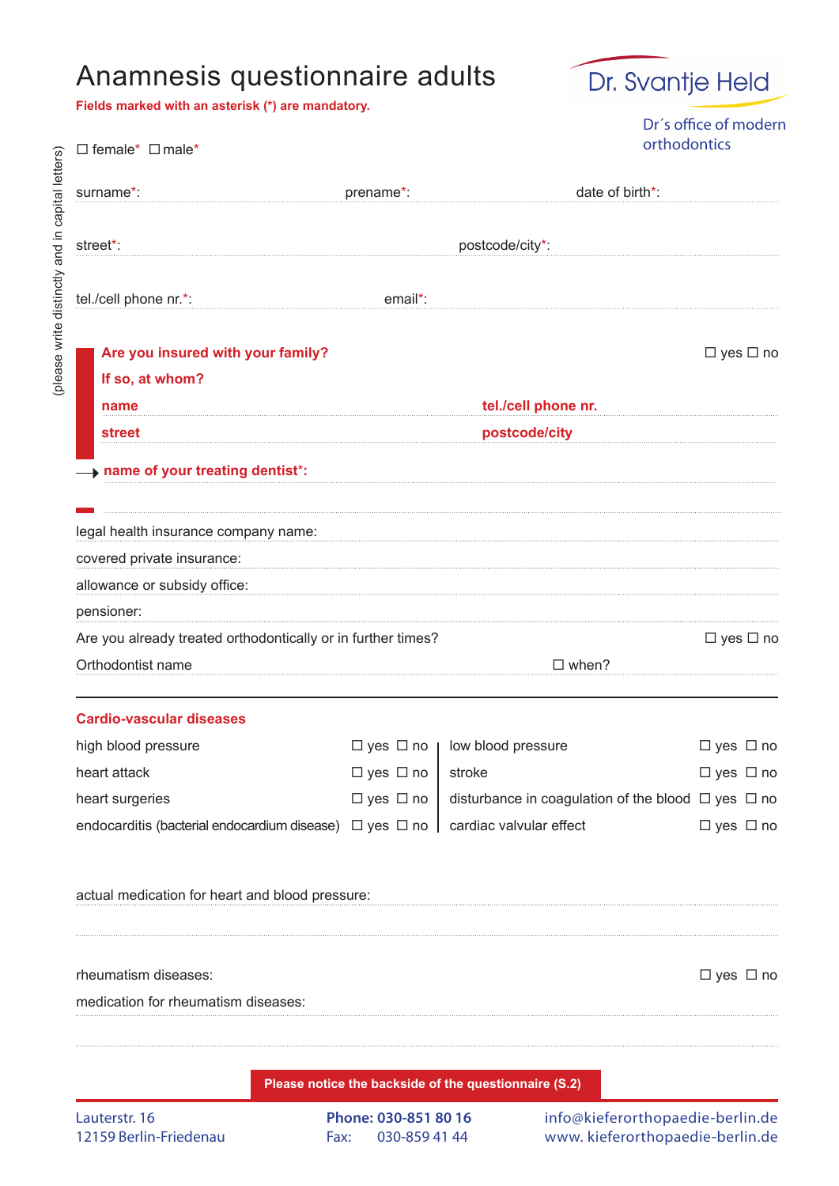# Anamnesis questionnaire adults

**Fields marked with an asterisk (*) are mandatory.**

Dr. Svantje Held

Dr´s office of modern orthodontics

(please write distinctly and in capital letters)

☐ female* ☐ male*

surname*: prename*: date of birth*:

street*: postcode/city*:

tel./cell phone nr.*: email*:

**Are you insured with your family?** ☐ yes ☐ no

**If so, at whom?**

**name** **tel./cell phone nr.**

**street** **postcode/city**

→ **name of your treating dentist*:**

legal health insurance company name:

covered private insurance:

allowance or subsidy office:

pensioner:

Are you already treated orthodontically or in further times? ☐ yes ☐ no

Orthodontist name ☐ when?

---

## Cardio-vascular diseases

| | | | |
|---|---|---|---|
| high blood pressure | ☐ yes ☐ no | low blood pressure | ☐ yes ☐ no |
| heart attack | ☐ yes ☐ no | stroke | ☐ yes ☐ no |
| heart surgeries | ☐ yes ☐ no | disturbance in coagulation of the blood | ☐ yes ☐ no |
| endocarditis (bacterial endocardium disease) | ☐ yes ☐ no | cardiac valvular effect | ☐ yes ☐ no |

actual medication for heart and blood pressure:

rheumatism diseases: ☐ yes ☐ no

medication for rheumatism diseases:

**Please notice the backside of the questionnaire (S.2)**

Lauterstr. 16
12159 Berlin-Friedenau

**Phone: 030-851 80 16**
Fax: 030-859 41 44

info@kieferorthopaedie-berlin.de
www. kieferorthopaedie-berlin.de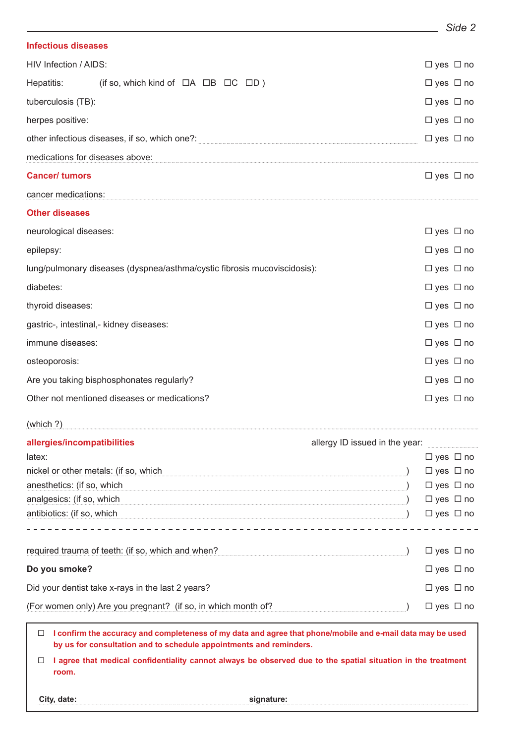## Infectious diseases

HIV Infection / AIDS: ☐ yes ☐ no

Hepatitis: (if so, which kind of ☐A ☐B ☐C ☐D ) ☐ yes ☐ no

tuberculosis (TB): ☐ yes ☐ no

herpes positive: ☐ yes ☐ no

other infectious diseases, if so, which one?: ........................ ☐ yes ☐ no

medications for diseases above: ........................

## Cancer/ tumors

☐ yes ☐ no

cancer medications: ........................

## Other diseases

neurological diseases: ☐ yes ☐ no

epilepsy: ☐ yes ☐ no

lung/pulmonary diseases (dyspnea/asthma/cystic fibrosis mucoviscidosis): ☐ yes ☐ no

diabetes: ☐ yes ☐ no

thyroid diseases: ☐ yes ☐ no

gastric-, intestinal,- kidney diseases: ☐ yes ☐ no

immune diseases: ☐ yes ☐ no

osteoporosis: ☐ yes ☐ no

Are you taking bisphosphonates regularly? ☐ yes ☐ no

Other not mentioned diseases or medications? ☐ yes ☐ no

(which ?) ........................

## allergies/incompatibilities

allergy ID issued in the year: ........................

latex: ☐ yes ☐ no

nickel or other metals: (if so, which ........................ ) ☐ yes ☐ no

anesthetics: (if so, which ........................ ) ☐ yes ☐ no

analgesics: (if so, which ........................ ) ☐ yes ☐ no

antibiotics: (if so, which ........................ ) ☐ yes ☐ no

---

required trauma of teeth: (if so, which and when? ........................ ) ☐ yes ☐ no

**Do you smoke?** ☐ yes ☐ no

Did your dentist take x-rays in the last 2 years? ☐ yes ☐ no

(For women only) Are you pregnant? (if so, in which month of? ........................ ) ☐ yes ☐ no

☐ **I confirm the accuracy and completeness of my data and agree that phone/mobile and e-mail data may be used by us for consultation and to schedule appointments and reminders.**

☐ **I agree that medical confidentiality cannot always be observed due to the spatial situation in the treatment room.**

**City, date:** ........................ **signature:** ........................